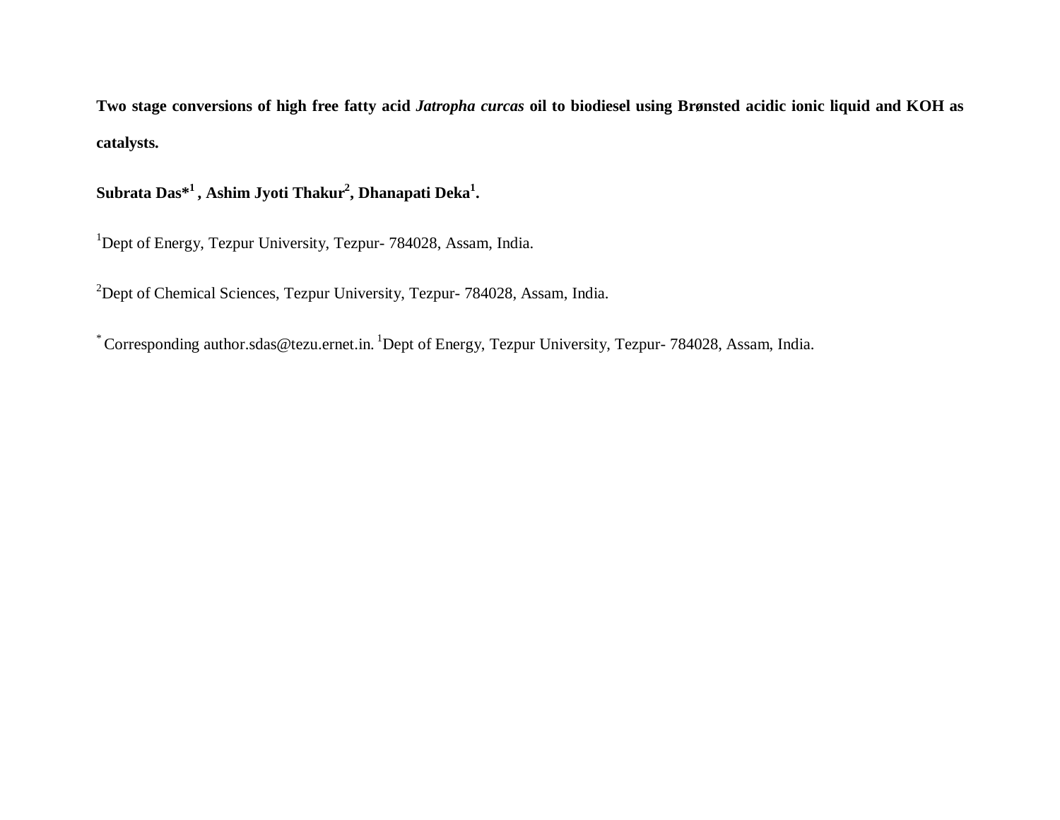**Two stage conversions of high free fatty acid *Jatropha curcas* oil to biodiesel using Brønsted acidic ionic liquid and KOH as catalysts.**

**Subrata Das*[1] , Ashim Jyoti Thakur[2], Dhanapati Deka[1].**

[1]Dept of Energy, Tezpur University, Tezpur- 784028, Assam, India.

[2]Dept of Chemical Sciences, Tezpur University, Tezpur- 784028, Assam, India.

[*] Corresponding author.sdas@tezu.ernet.in. [1]Dept of Energy, Tezpur University, Tezpur- 784028, Assam, India.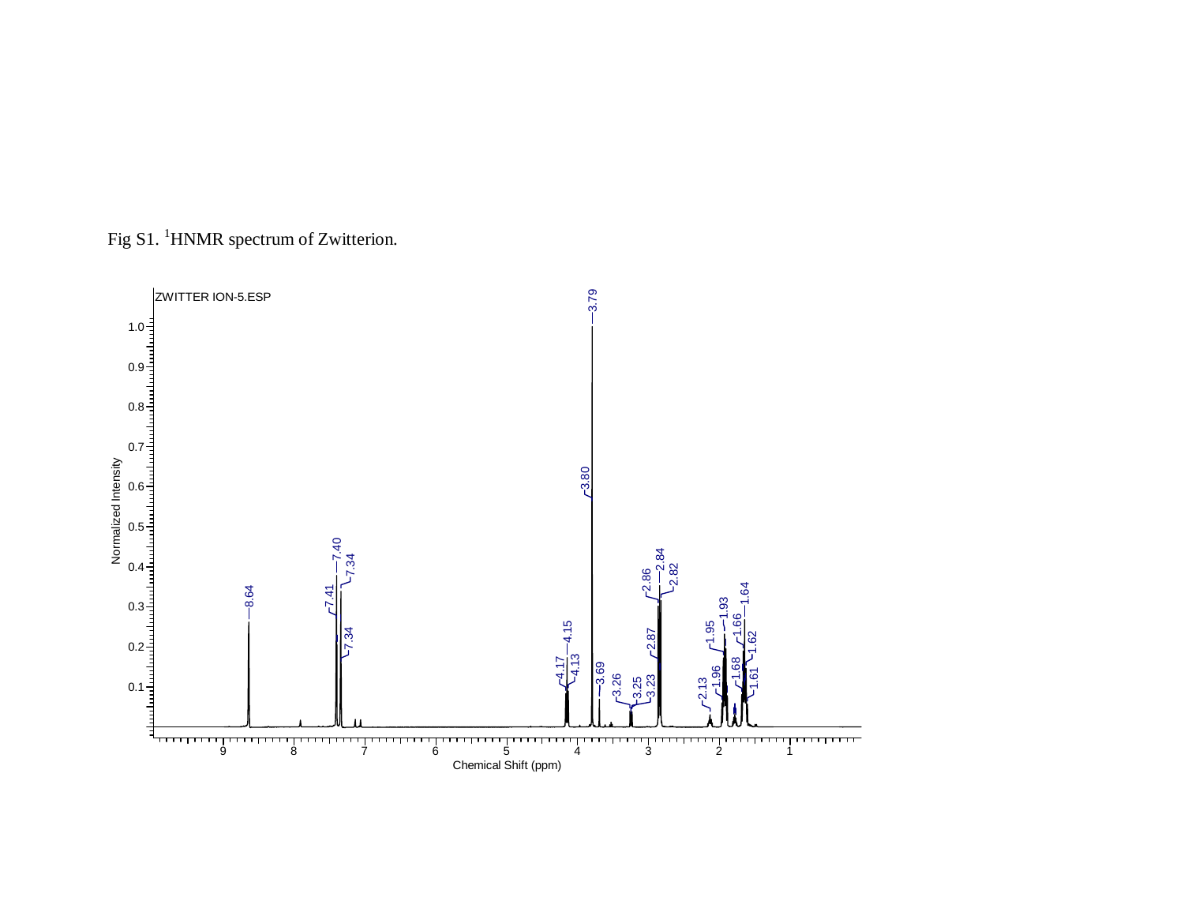Fig S1. $^1$HNMR spectrum of Zwitterion.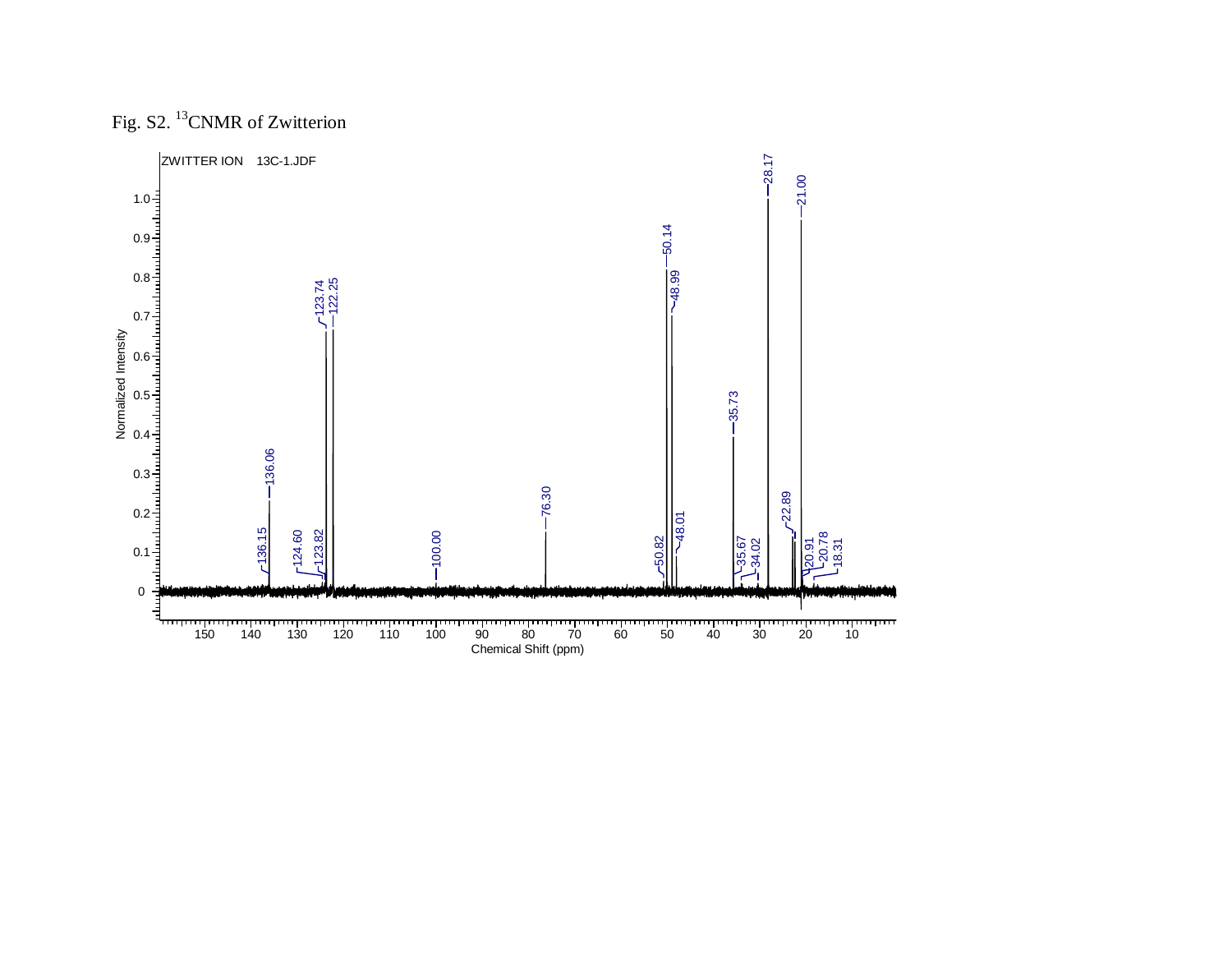Fig. S2. $^{13}$CNMR of Zwitterion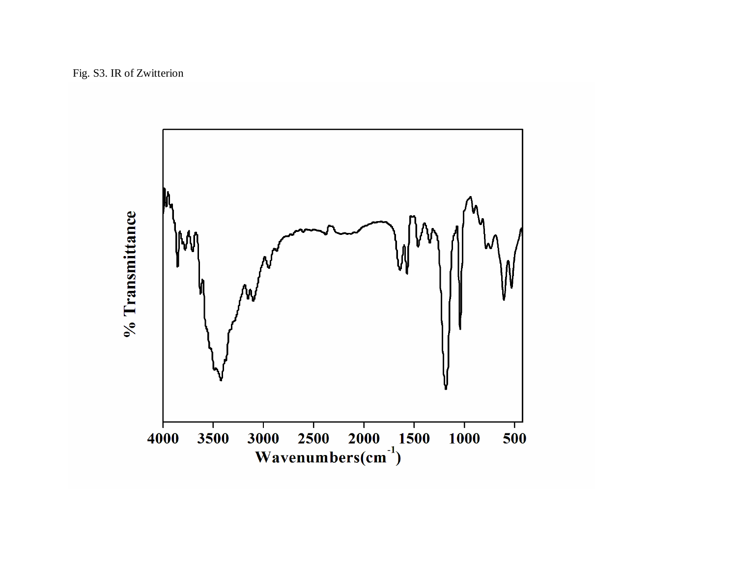Fig. S3. IR of Zwitterion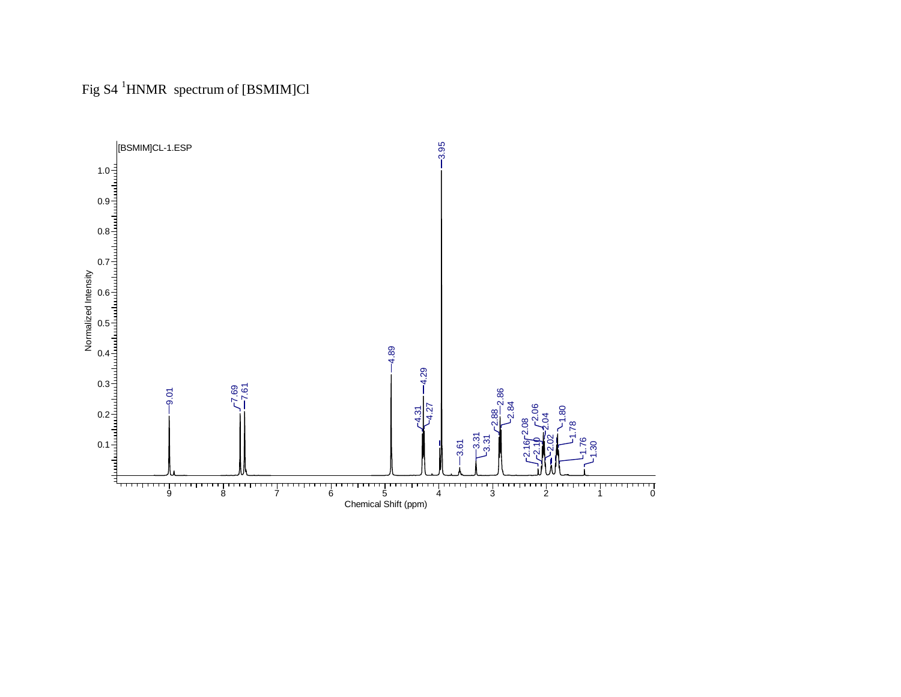Fig S4 $^{1}$HNMR spectrum of [BSMIM]Cl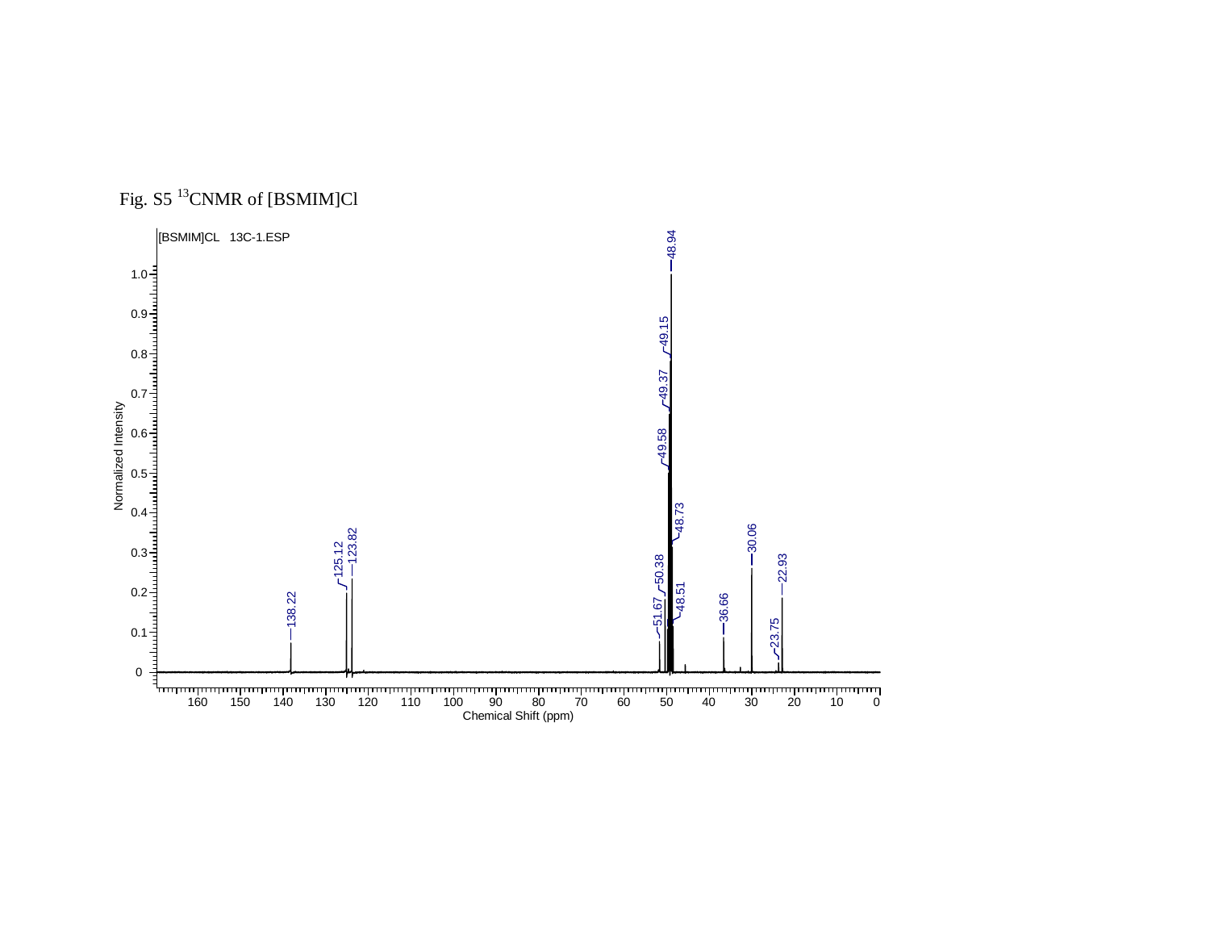Fig. S5 $^{13}$CNMR of [BSMIM]Cl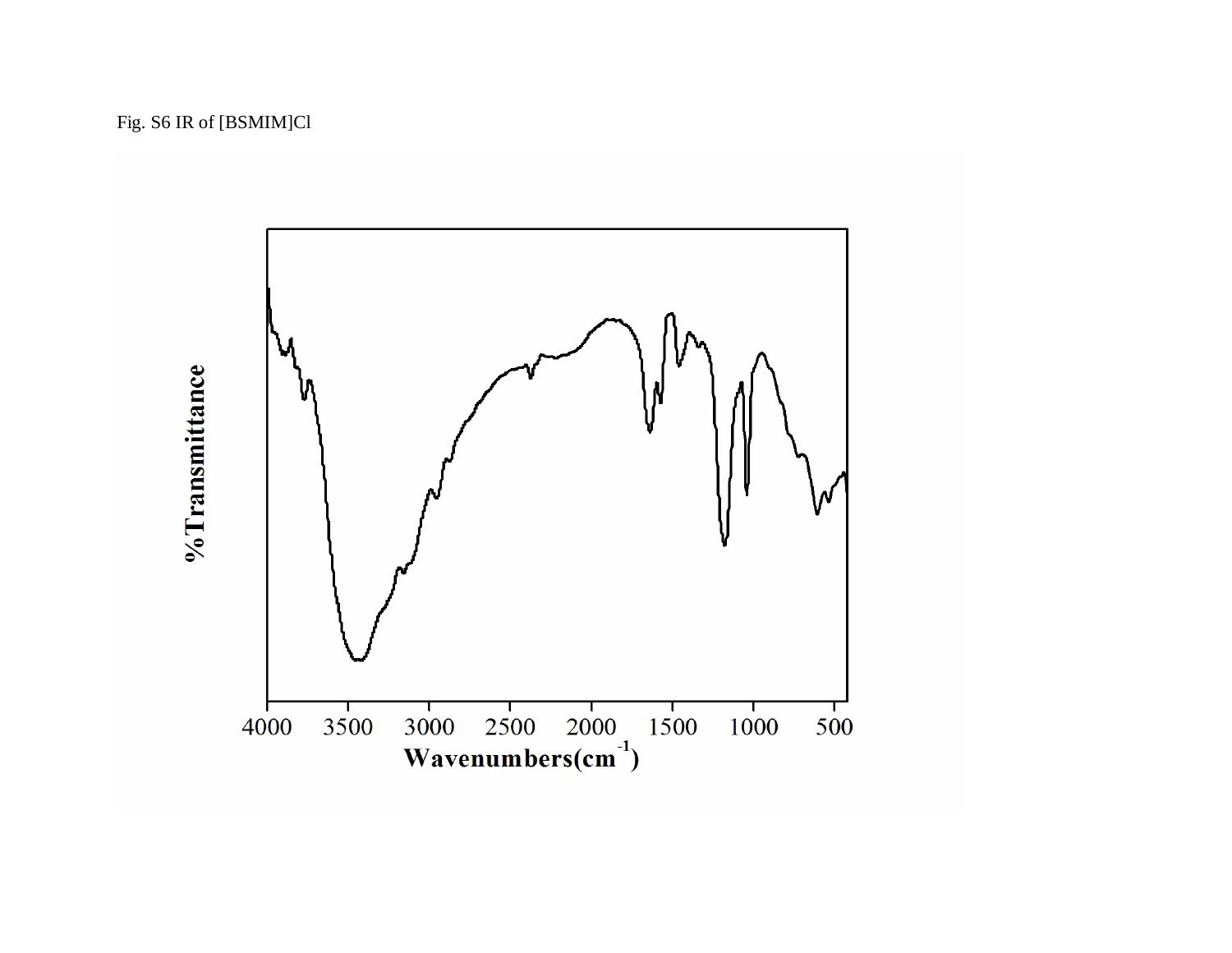Fig. S6 IR of [BSMIM]Cl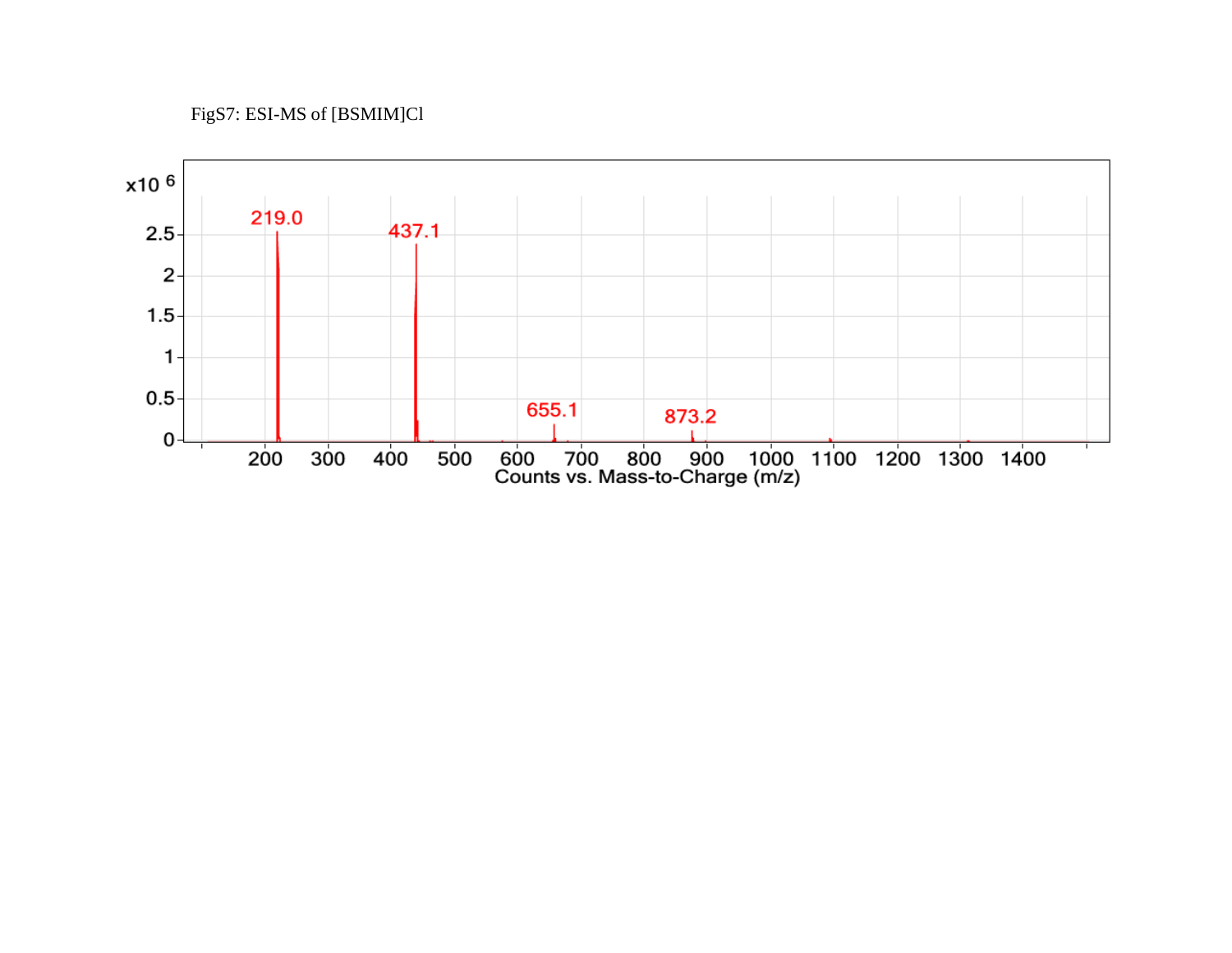FigS7: ESI-MS of [BSMIM]Cl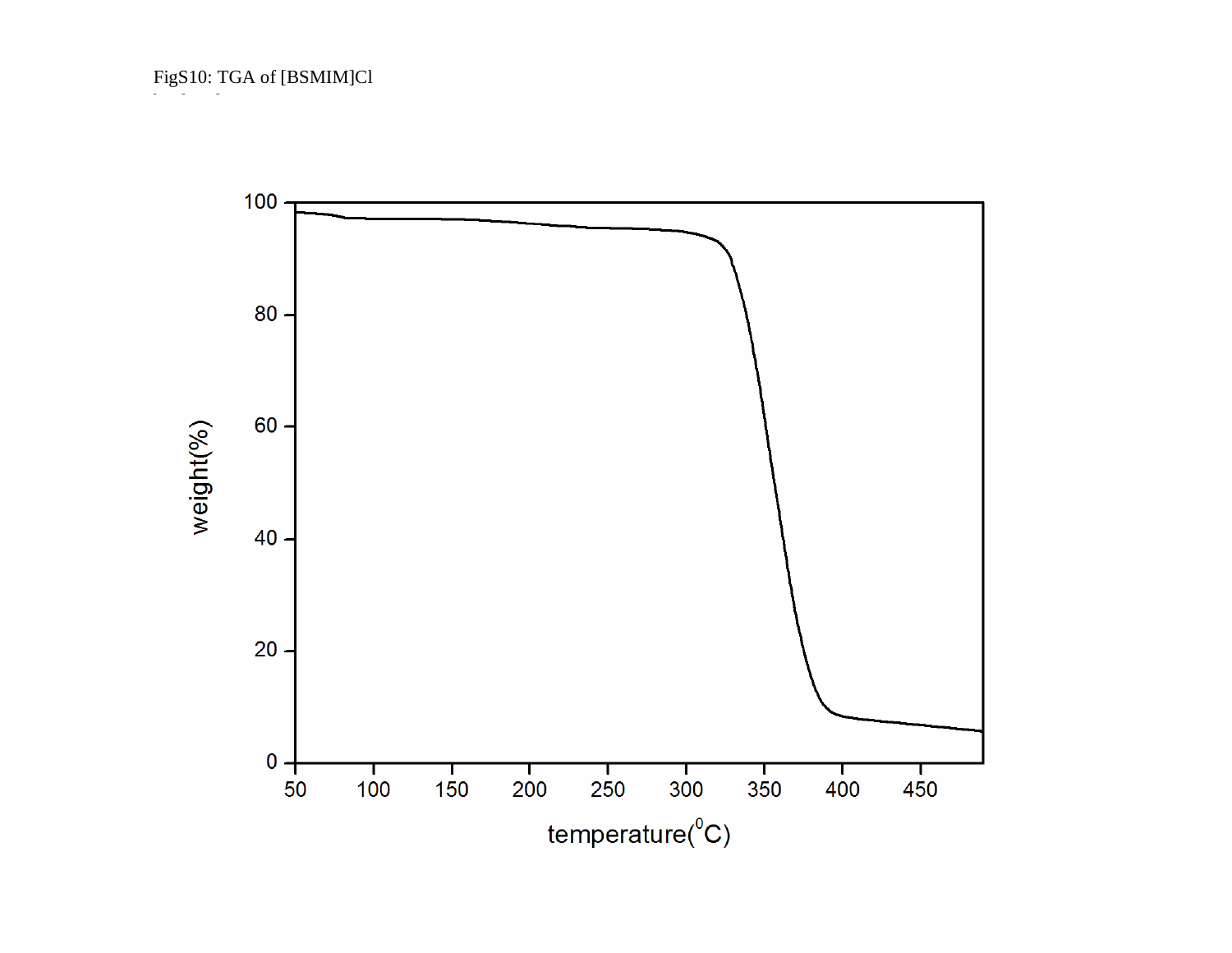FigS10: TGA of [BSMIM]Cl

weight(%)

100

80

60

40

20

0

50 100 150 200 250 300 350 400 450

temperature($^0$C)